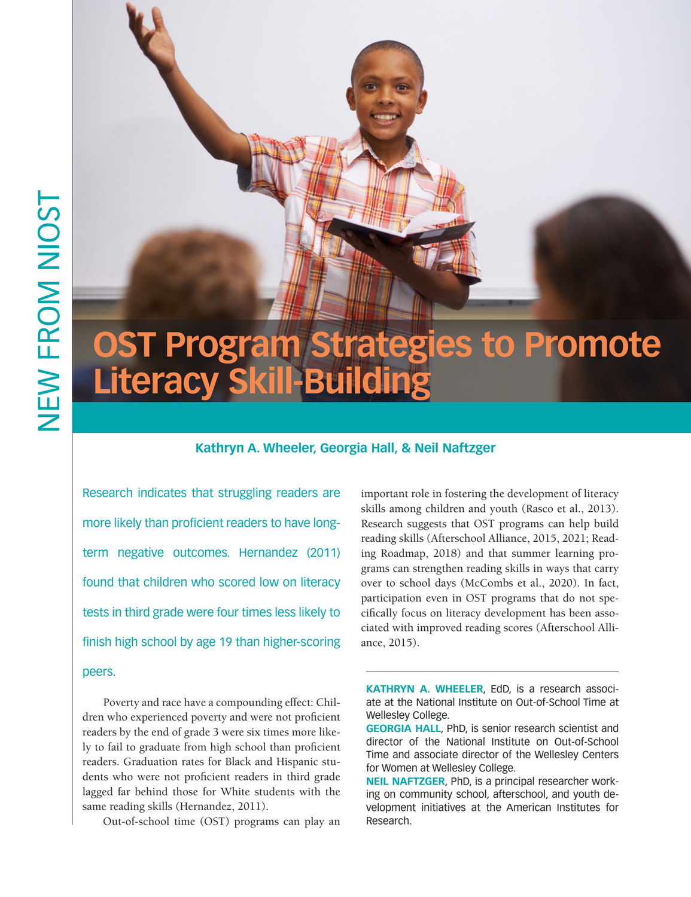NEW FROM NIOST

# OST Program Strategies to Promote Literacy Skill-Building

**Kathryn A. Wheeler, Georgia Hall, & Neil Naftzger**

Research indicates that struggling readers are more likely than proficient readers to have long-term negative outcomes. Hernandez (2011) found that children who scored low on literacy tests in third grade were four times less likely to finish high school by age 19 than higher-scoring peers.

Poverty and race have a compounding effect: Children who experienced poverty and were not proficient readers by the end of grade 3 were six times more likely to fail to graduate from high school than proficient readers. Graduation rates for Black and Hispanic students who were not proficient readers in third grade lagged far behind those for White students with the same reading skills (Hernandez, 2011).

Out-of-school time (OST) programs can play an important role in fostering the development of literacy skills among children and youth (Rasco et al., 2013). Research suggests that OST programs can help build reading skills (Afterschool Alliance, 2015, 2021; Reading Roadmap, 2018) and that summer learning programs can strengthen reading skills in ways that carry over to school days (McCombs et al., 2020). In fact, participation even in OST programs that do not specifically focus on literacy development has been associated with improved reading scores (Afterschool Alliance, 2015).

---

**KATHRYN A. WHEELER**, EdD, is a research associate at the National Institute on Out-of-School Time at Wellesley College.

**GEORGIA HALL**, PhD, is senior research scientist and director of the National Institute on Out-of-School Time and associate director of the Wellesley Centers for Women at Wellesley College.

**NEIL NAFTZGER**, PhD, is a principal researcher working on community school, afterschool, and youth development initiatives at the American Institutes for Research.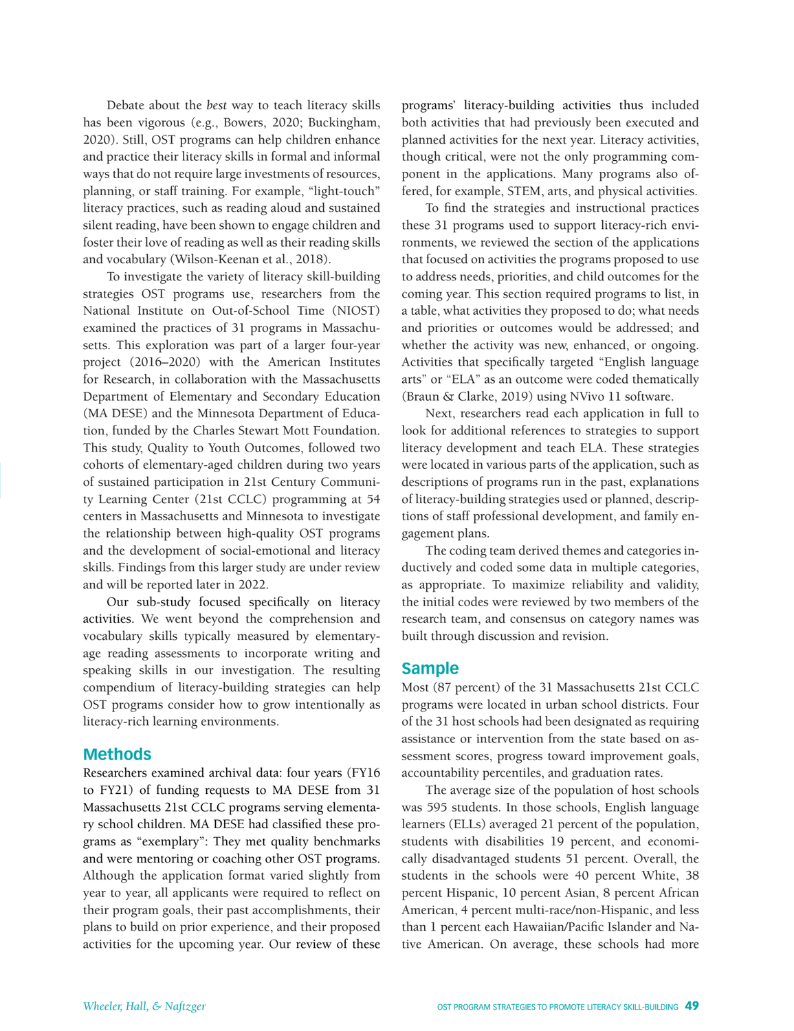Debate about the *best* way to teach literacy skills has been vigorous (e.g., Bowers, 2020; Buckingham, 2020). Still, OST programs can help children enhance and practice their literacy skills in formal and informal ways that do not require large investments of resources, planning, or staff training. For example, "light-touch" literacy practices, such as reading aloud and sustained silent reading, have been shown to engage children and foster their love of reading as well as their reading skills and vocabulary (Wilson-Keenan et al., 2018).

To investigate the variety of literacy skill-building strategies OST programs use, researchers from the National Institute on Out-of-School Time (NIOST) examined the practices of 31 programs in Massachusetts. This exploration was part of a larger four-year project (2016–2020) with the American Institutes for Research, in collaboration with the Massachusetts Department of Elementary and Secondary Education (MA DESE) and the Minnesota Department of Education, funded by the Charles Stewart Mott Foundation. This study, Quality to Youth Outcomes, followed two cohorts of elementary-aged children during two years of sustained participation in 21st Century Community Learning Center (21st CCLC) programming at 54 centers in Massachusetts and Minnesota to investigate the relationship between high-quality OST programs and the development of social-emotional and literacy skills. Findings from this larger study are under review and will be reported later in 2022.

Our sub-study focused specifically on literacy activities. We went beyond the comprehension and vocabulary skills typically measured by elementary-age reading assessments to incorporate writing and speaking skills in our investigation. The resulting compendium of literacy-building strategies can help OST programs consider how to grow intentionally as literacy-rich learning environments.

## Methods

Researchers examined archival data: four years (FY16 to FY21) of funding requests to MA DESE from 31 Massachusetts 21st CCLC programs serving elementary school children. MA DESE had classified these programs as "exemplary": They met quality benchmarks and were mentoring or coaching other OST programs. Although the application format varied slightly from year to year, all applicants were required to reflect on their program goals, their past accomplishments, their plans to build on prior experience, and their proposed activities for the upcoming year. Our review of these programs' literacy-building activities thus included both activities that had previously been executed and planned activities for the next year. Literacy activities, though critical, were not the only programming component in the applications. Many programs also offered, for example, STEM, arts, and physical activities.

To find the strategies and instructional practices these 31 programs used to support literacy-rich environments, we reviewed the section of the applications that focused on activities the programs proposed to use to address needs, priorities, and child outcomes for the coming year. This section required programs to list, in a table, what activities they proposed to do; what needs and priorities or outcomes would be addressed; and whether the activity was new, enhanced, or ongoing. Activities that specifically targeted "English language arts" or "ELA" as an outcome were coded thematically (Braun & Clarke, 2019) using NVivo 11 software.

Next, researchers read each application in full to look for additional references to strategies to support literacy development and teach ELA. These strategies were located in various parts of the application, such as descriptions of programs run in the past, explanations of literacy-building strategies used or planned, descriptions of staff professional development, and family engagement plans.

The coding team derived themes and categories inductively and coded some data in multiple categories, as appropriate. To maximize reliability and validity, the initial codes were reviewed by two members of the research team, and consensus on category names was built through discussion and revision.

## Sample

Most (87 percent) of the 31 Massachusetts 21st CCLC programs were located in urban school districts. Four of the 31 host schools had been designated as requiring assistance or intervention from the state based on assessment scores, progress toward improvement goals, accountability percentiles, and graduation rates.

The average size of the population of host schools was 595 students. In those schools, English language learners (ELLs) averaged 21 percent of the population, students with disabilities 19 percent, and economically disadvantaged students 51 percent. Overall, the students in the schools were 40 percent White, 38 percent Hispanic, 10 percent Asian, 8 percent African American, 4 percent multi-race/non-Hispanic, and less than 1 percent each Hawaiian/Pacific Islander and Native American. On average, these schools had more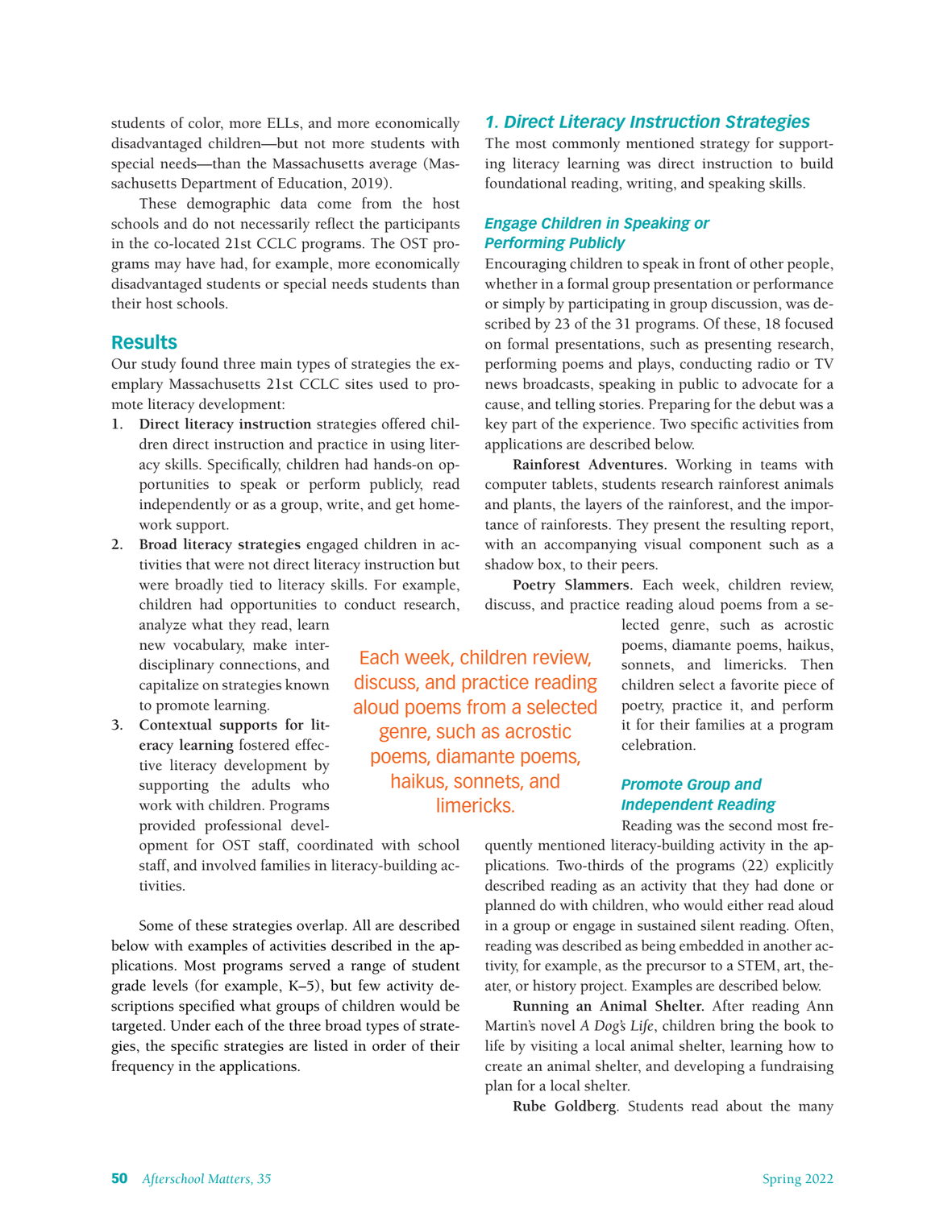students of color, more ELLs, and more economically disadvantaged children—but not more students with special needs—than the Massachusetts average (Massachusetts Department of Education, 2019).

These demographic data come from the host schools and do not necessarily reflect the participants in the co-located 21st CCLC programs. The OST programs may have had, for example, more economically disadvantaged students or special needs students than their host schools.

## Results

Our study found three main types of strategies the exemplary Massachusetts 21st CCLC sites used to promote literacy development:

1. **Direct literacy instruction** strategies offered children direct instruction and practice in using literacy skills. Specifically, children had hands-on opportunities to speak or perform publicly, read independently or as a group, write, and get homework support.
2. **Broad literacy strategies** engaged children in activities that were not direct literacy instruction but were broadly tied to literacy skills. For example, children had opportunities to conduct research, analyze what they read, learn new vocabulary, make interdisciplinary connections, and capitalize on strategies known to promote learning.
3. **Contextual supports for literacy learning** fostered effective literacy development by supporting the adults who work with children. Programs provided professional development for OST staff, coordinated with school staff, and involved families in literacy-building activities.

Some of these strategies overlap. All are described below with examples of activities described in the applications. Most programs served a range of student grade levels (for example, K–5), but few activity descriptions specified what groups of children would be targeted. Under each of the three broad types of strategies, the specific strategies are listed in order of their frequency in the applications.

### 1. Direct Literacy Instruction Strategies

The most commonly mentioned strategy for supporting literacy learning was direct instruction to build foundational reading, writing, and speaking skills.

#### Engage Children in Speaking or Performing Publicly

Encouraging children to speak in front of other people, whether in a formal group presentation or performance or simply by participating in group discussion, was described by 23 of the 31 programs. Of these, 18 focused on formal presentations, such as presenting research, performing poems and plays, conducting radio or TV news broadcasts, speaking in public to advocate for a cause, and telling stories. Preparing for the debut was a key part of the experience. Two specific activities from applications are described below.

**Rainforest Adventures.** Working in teams with computer tablets, students research rainforest animals and plants, the layers of the rainforest, and the importance of rainforests. They present the resulting report, with an accompanying visual component such as a shadow box, to their peers.

**Poetry Slammers.** Each week, children review, discuss, and practice reading aloud poems from a selected genre, such as acrostic poems, diamante poems, haikus, sonnets, and limericks. Then children select a favorite piece of poetry, practice it, and perform it for their families at a program celebration.

> Each week, children review, discuss, and practice reading aloud poems from a selected genre, such as acrostic poems, diamante poems, haikus, sonnets, and limericks.

#### Promote Group and Independent Reading

Reading was the second most frequently mentioned literacy-building activity in the applications. Two-thirds of the programs (22) explicitly described reading as an activity that they had done or planned do with children, who would either read aloud in a group or engage in sustained silent reading. Often, reading was described as being embedded in another activity, for example, as the precursor to a STEM, art, theater, or history project. Examples are described below.

**Running an Animal Shelter.** After reading Ann Martin's novel *A Dog's Life*, children bring the book to life by visiting a local animal shelter, learning how to create an animal shelter, and developing a fundraising plan for a local shelter.

**Rube Goldberg**. Students read about the many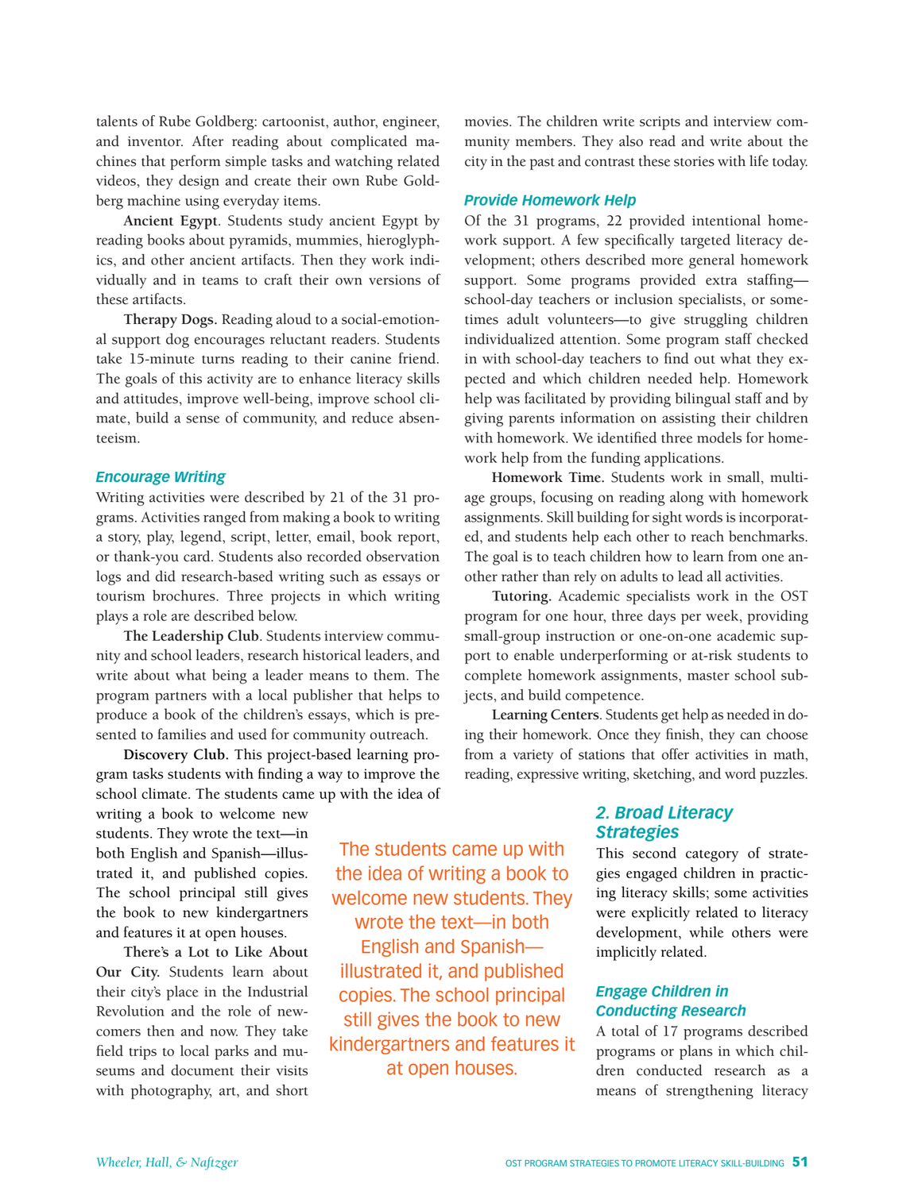talents of Rube Goldberg: cartoonist, author, engineer, and inventor. After reading about complicated machines that perform simple tasks and watching related videos, they design and create their own Rube Goldberg machine using everyday items.

**Ancient Egypt**. Students study ancient Egypt by reading books about pyramids, mummies, hieroglyphics, and other ancient artifacts. Then they work individually and in teams to craft their own versions of these artifacts.

**Therapy Dogs.** Reading aloud to a social-emotional support dog encourages reluctant readers. Students take 15-minute turns reading to their canine friend. The goals of this activity are to enhance literacy skills and attitudes, improve well-being, improve school climate, build a sense of community, and reduce absenteeism.

### *Encourage Writing*

Writing activities were described by 21 of the 31 programs. Activities ranged from making a book to writing a story, play, legend, script, letter, email, book report, or thank-you card. Students also recorded observation logs and did research-based writing such as essays or tourism brochures. Three projects in which writing plays a role are described below.

**The Leadership Club**. Students interview community and school leaders, research historical leaders, and write about what being a leader means to them. The program partners with a local publisher that helps to produce a book of the children's essays, which is presented to families and used for community outreach.

**Discovery Club.** This project-based learning program tasks students with finding a way to improve the school climate. The students came up with the idea of writing a book to welcome new students. They wrote the text—in both English and Spanish—illustrated it, and published copies. The school principal still gives the book to new kindergartners and features it at open houses.

**There's a Lot to Like About Our City.** Students learn about their city's place in the Industrial Revolution and the role of newcomers then and now. They take field trips to local parks and museums and document their visits with photography, art, and short movies. The children write scripts and interview community members. They also read and write about the city in the past and contrast these stories with life today.

> The students came up with the idea of writing a book to welcome new students. They wrote the text—in both English and Spanish—illustrated it, and published copies. The school principal still gives the book to new kindergartners and features it at open houses.

### *Provide Homework Help*

Of the 31 programs, 22 provided intentional homework support. A few specifically targeted literacy development; others described more general homework support. Some programs provided extra staffing—school-day teachers or inclusion specialists, or sometimes adult volunteers—to give struggling children individualized attention. Some program staff checked in with school-day teachers to find out what they expected and which children needed help. Homework help was facilitated by providing bilingual staff and by giving parents information on assisting their children with homework. We identified three models for homework help from the funding applications.

**Homework Time.** Students work in small, multi-age groups, focusing on reading along with homework assignments. Skill building for sight words is incorporated, and students help each other to reach benchmarks. The goal is to teach children how to learn from one another rather than rely on adults to lead all activities.

**Tutoring.** Academic specialists work in the OST program for one hour, three days per week, providing small-group instruction or one-on-one academic support to enable underperforming or at-risk students to complete homework assignments, master school subjects, and build competence.

**Learning Centers**. Students get help as needed in doing their homework. Once they finish, they can choose from a variety of stations that offer activities in math, reading, expressive writing, sketching, and word puzzles.

## *2. Broad Literacy Strategies*

This second category of strategies engaged children in practicing literacy skills; some activities were explicitly related to literacy development, while others were implicitly related.

### *Engage Children in Conducting Research*

A total of 17 programs described programs or plans in which children conducted research as a means of strengthening literacy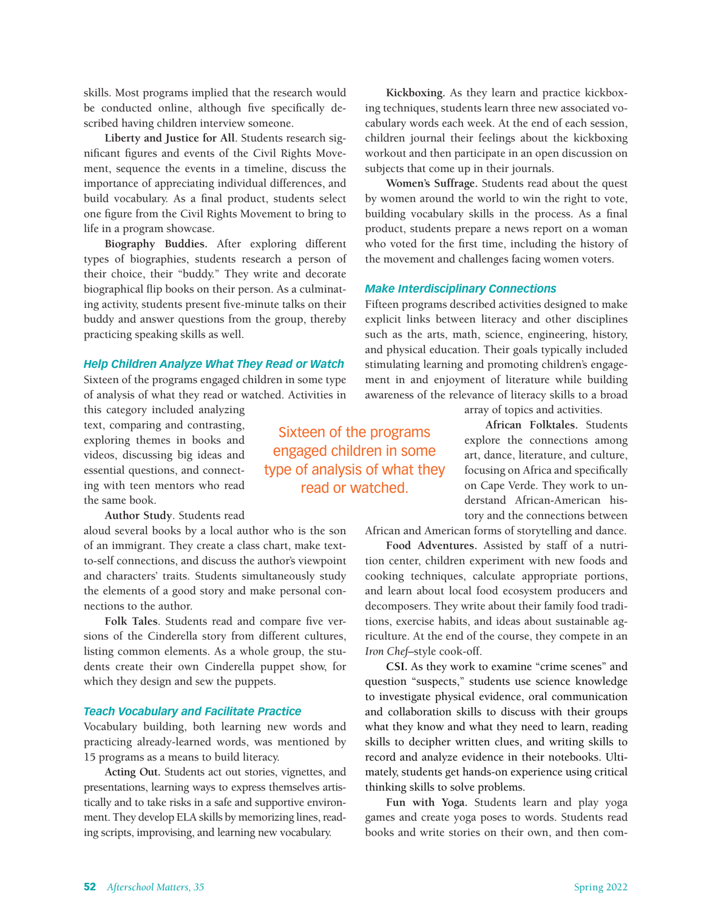skills. Most programs implied that the research would be conducted online, although five specifically described having children interview someone.

**Liberty and Justice for All**. Students research significant figures and events of the Civil Rights Movement, sequence the events in a timeline, discuss the importance of appreciating individual differences, and build vocabulary. As a final product, students select one figure from the Civil Rights Movement to bring to life in a program showcase.

**Biography Buddies.** After exploring different types of biographies, students research a person of their choice, their "buddy." They write and decorate biographical flip books on their person. As a culminating activity, students present five-minute talks on their buddy and answer questions from the group, thereby practicing speaking skills as well.

### *Help Children Analyze What They Read or Watch*

Sixteen of the programs engaged children in some type of analysis of what they read or watched. Activities in this category included analyzing text, comparing and contrasting, exploring themes in books and videos, discussing big ideas and essential questions, and connecting with teen mentors who read the same book.

> Sixteen of the programs engaged children in some type of analysis of what they read or watched.

**Author Study**. Students read aloud several books by a local author who is the son of an immigrant. They create a class chart, make text-to-self connections, and discuss the author's viewpoint and characters' traits. Students simultaneously study the elements of a good story and make personal connections to the author.

**Folk Tales**. Students read and compare five versions of the Cinderella story from different cultures, listing common elements. As a whole group, the students create their own Cinderella puppet show, for which they design and sew the puppets.

### *Teach Vocabulary and Facilitate Practice*

Vocabulary building, both learning new words and practicing already-learned words, was mentioned by 15 programs as a means to build literacy.

**Acting Out.** Students act out stories, vignettes, and presentations, learning ways to express themselves artistically and to take risks in a safe and supportive environment. They develop ELA skills by memorizing lines, reading scripts, improvising, and learning new vocabulary.

**Kickboxing.** As they learn and practice kickboxing techniques, students learn three new associated vocabulary words each week. At the end of each session, children journal their feelings about the kickboxing workout and then participate in an open discussion on subjects that come up in their journals.

**Women's Suffrage.** Students read about the quest by women around the world to win the right to vote, building vocabulary skills in the process. As a final product, students prepare a news report on a woman who voted for the first time, including the history of the movement and challenges facing women voters.

### *Make Interdisciplinary Connections*

Fifteen programs described activities designed to make explicit links between literacy and other disciplines such as the arts, math, science, engineering, history, and physical education. Their goals typically included stimulating learning and promoting children's engagement in and enjoyment of literature while building awareness of the relevance of literacy skills to a broad array of topics and activities.

**African Folktales.** Students explore the connections among art, dance, literature, and culture, focusing on Africa and specifically on Cape Verde. They work to understand African-American history and the connections between African and American forms of storytelling and dance.

**Food Adventures.** Assisted by staff of a nutrition center, children experiment with new foods and cooking techniques, calculate appropriate portions, and learn about local food ecosystem producers and decomposers. They write about their family food traditions, exercise habits, and ideas about sustainable agriculture. At the end of the course, they compete in an *Iron Chef*–style cook-off.

**CSI.** As they work to examine "crime scenes" and question "suspects," students use science knowledge to investigate physical evidence, oral communication and collaboration skills to discuss with their groups what they know and what they need to learn, reading skills to decipher written clues, and writing skills to record and analyze evidence in their notebooks. Ultimately, students get hands-on experience using critical thinking skills to solve problems.

**Fun with Yoga.** Students learn and play yoga games and create yoga poses to words. Students read books and write stories on their own, and then com-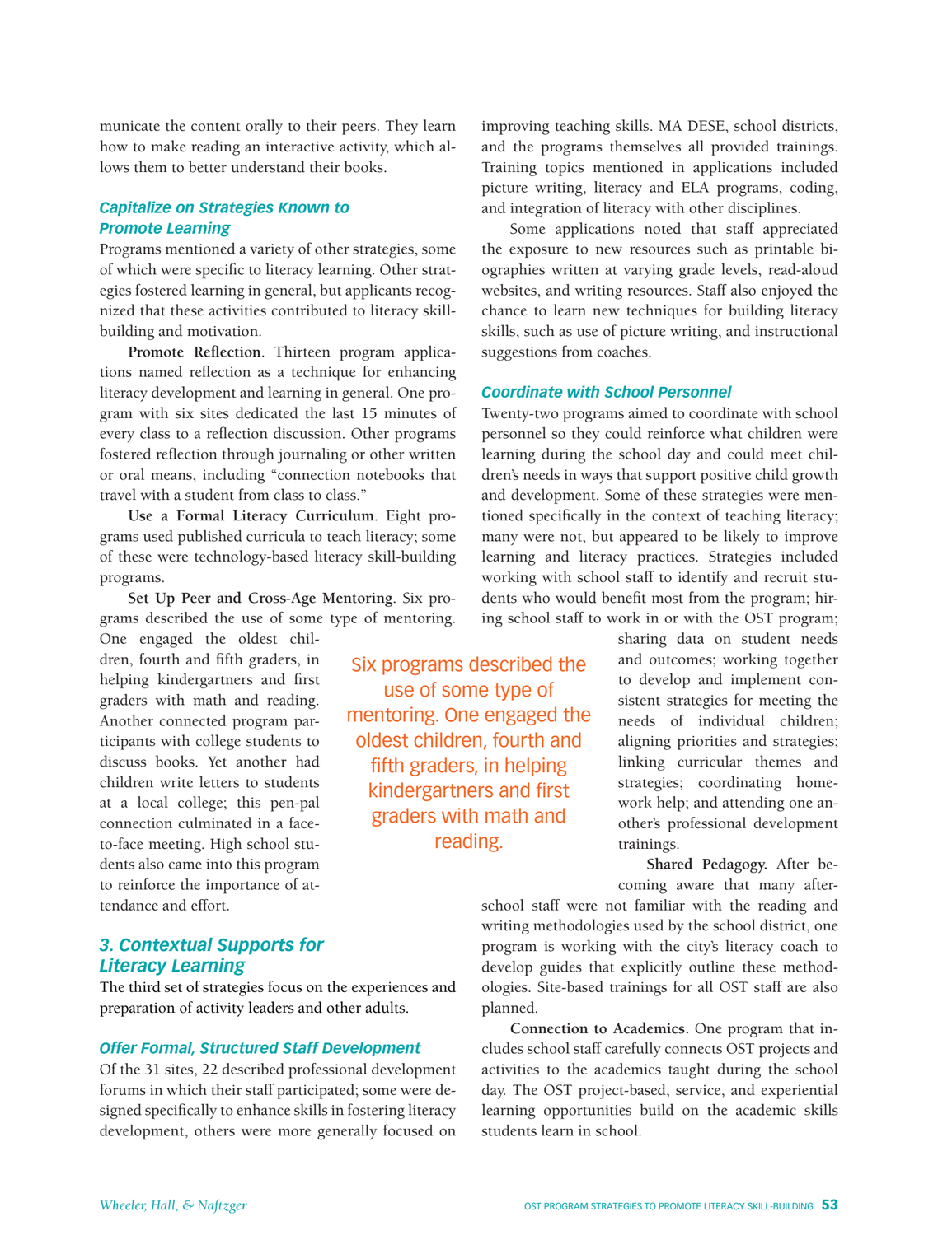municate the content orally to their peers. They learn how to make reading an interactive activity, which allows them to better understand their books.

### *Capitalize on Strategies Known to Promote Learning*

Programs mentioned a variety of other strategies, some of which were specific to literacy learning. Other strategies fostered learning in general, but applicants recognized that these activities contributed to literacy skill-building and motivation.

**Promote Reflection**. Thirteen program applications named reflection as a technique for enhancing literacy development and learning in general. One program with six sites dedicated the last 15 minutes of every class to a reflection discussion. Other programs fostered reflection through journaling or other written or oral means, including "connection notebooks that travel with a student from class to class."

**Use a Formal Literacy Curriculum**. Eight programs used published curricula to teach literacy; some of these were technology-based literacy skill-building programs.

**Set Up Peer and Cross-Age Mentoring**. Six programs described the use of some type of mentoring. One engaged the oldest children, fourth and fifth graders, in helping kindergartners and first graders with math and reading. Another connected program participants with college students to discuss books. Yet another had children write letters to students at a local college; this pen-pal connection culminated in a face-to-face meeting. High school students also came into this program to reinforce the importance of attendance and effort.

> Six programs described the use of some type of mentoring. One engaged the oldest children, fourth and fifth graders, in helping kindergartners and first graders with math and reading.

## *3. Contextual Supports for Literacy Learning*

The third set of strategies focus on the experiences and preparation of activity leaders and other adults.

### *Offer Formal, Structured Staff Development*

Of the 31 sites, 22 described professional development forums in which their staff participated; some were designed specifically to enhance skills in fostering literacy development, others were more generally focused on improving teaching skills. MA DESE, school districts, and the programs themselves all provided trainings. Training topics mentioned in applications included picture writing, literacy and ELA programs, coding, and integration of literacy with other disciplines.

Some applications noted that staff appreciated the exposure to new resources such as printable biographies written at varying grade levels, read-aloud websites, and writing resources. Staff also enjoyed the chance to learn new techniques for building literacy skills, such as use of picture writing, and instructional suggestions from coaches.

### *Coordinate with School Personnel*

Twenty-two programs aimed to coordinate with school personnel so they could reinforce what children were learning during the school day and could meet children's needs in ways that support positive child growth and development. Some of these strategies were mentioned specifically in the context of teaching literacy; many were not, but appeared to be likely to improve learning and literacy practices. Strategies included working with school staff to identify and recruit students who would benefit most from the program; hiring school staff to work in or with the OST program; sharing data on student needs and outcomes; working together to develop and implement consistent strategies for meeting the needs of individual children; aligning priorities and strategies; linking curricular themes and strategies; coordinating homework help; and attending one another's professional development trainings.

**Shared Pedagogy.** After becoming aware that many afterschool staff were not familiar with the reading and writing methodologies used by the school district, one program is working with the city's literacy coach to develop guides that explicitly outline these methodologies. Site-based trainings for all OST staff are also planned.

**Connection to Academics.** One program that includes school staff carefully connects OST projects and activities to the academics taught during the school day. The OST project-based, service, and experiential learning opportunities build on the academic skills students learn in school.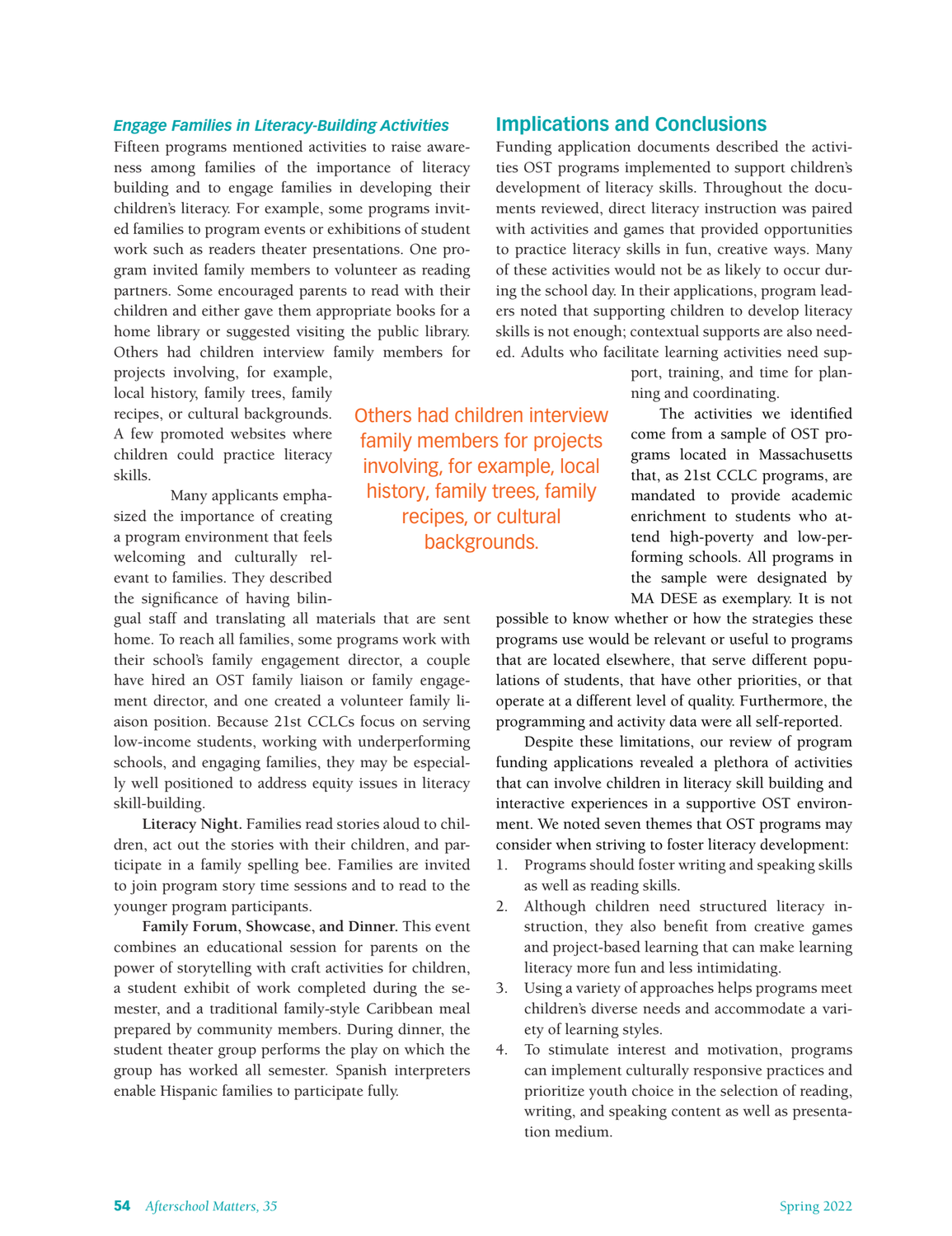### *Engage Families in Literacy-Building Activities*

Fifteen programs mentioned activities to raise awareness among families of the importance of literacy building and to engage families in developing their children's literacy. For example, some programs invited families to program events or exhibitions of student work such as readers theater presentations. One program invited family members to volunteer as reading partners. Some encouraged parents to read with their children and either gave them appropriate books for a home library or suggested visiting the public library. Others had children interview family members for projects involving, for example, local history, family trees, family recipes, or cultural backgrounds. A few promoted websites where children could practice literacy skills.

Many applicants emphasized the importance of creating a program environment that feels welcoming and culturally relevant to families. They described the significance of having bilingual staff and translating all materials that are sent home. To reach all families, some programs work with their school's family engagement director, a couple have hired an OST family liaison or family engagement director, and one created a volunteer family liaison position. Because 21st CCLCs focus on serving low-income students, working with underperforming schools, and engaging families, they may be especially well positioned to address equity issues in literacy skill-building.

**Literacy Night.** Families read stories aloud to children, act out the stories with their children, and participate in a family spelling bee. Families are invited to join program story time sessions and to read to the younger program participants.

**Family Forum, Showcase, and Dinner.** This event combines an educational session for parents on the power of storytelling with craft activities for children, a student exhibit of work completed during the semester, and a traditional family-style Caribbean meal prepared by community members. During dinner, the student theater group performs the play on which the group has worked all semester. Spanish interpreters enable Hispanic families to participate fully.

> Others had children interview family members for projects involving, for example, local history, family trees, family recipes, or cultural backgrounds.

## Implications and Conclusions

Funding application documents described the activities OST programs implemented to support children's development of literacy skills. Throughout the documents reviewed, direct literacy instruction was paired with activities and games that provided opportunities to practice literacy skills in fun, creative ways. Many of these activities would not be as likely to occur during the school day. In their applications, program leaders noted that supporting children to develop literacy skills is not enough; contextual supports are also needed. Adults who facilitate learning activities need support, training, and time for planning and coordinating.

The activities we identified come from a sample of OST programs located in Massachusetts that, as 21st CCLC programs, are mandated to provide academic enrichment to students who attend high-poverty and low-performing schools. All programs in the sample were designated by MA DESE as exemplary. It is not possible to know whether or how the strategies these programs use would be relevant or useful to programs that are located elsewhere, that serve different populations of students, that have other priorities, or that operate at a different level of quality. Furthermore, the programming and activity data were all self-reported.

Despite these limitations, our review of program funding applications revealed a plethora of activities that can involve children in literacy skill building and interactive experiences in a supportive OST environment. We noted seven themes that OST programs may consider when striving to foster literacy development:

1. Programs should foster writing and speaking skills as well as reading skills.
2. Although children need structured literacy instruction, they also benefit from creative games and project-based learning that can make learning literacy more fun and less intimidating.
3. Using a variety of approaches helps programs meet children's diverse needs and accommodate a variety of learning styles.
4. To stimulate interest and motivation, programs can implement culturally responsive practices and prioritize youth choice in the selection of reading, writing, and speaking content as well as presentation medium.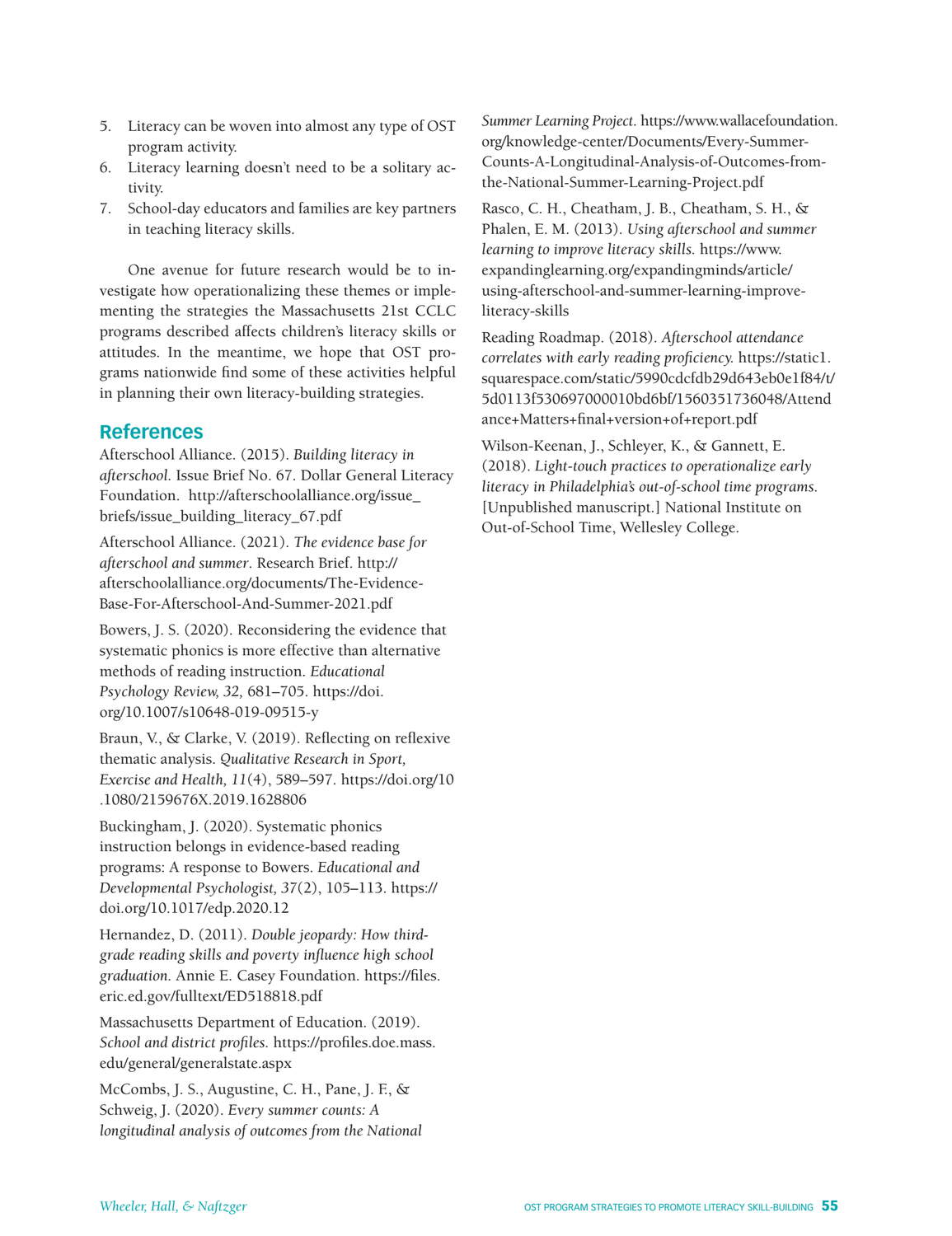5. Literacy can be woven into almost any type of OST program activity.
6. Literacy learning doesn't need to be a solitary activity.
7. School-day educators and families are key partners in teaching literacy skills.

One avenue for future research would be to investigate how operationalizing these themes or implementing the strategies the Massachusetts 21st CCLC programs described affects children's literacy skills or attitudes. In the meantime, we hope that OST programs nationwide find some of these activities helpful in planning their own literacy-building strategies.

## References

Afterschool Alliance. (2015). *Building literacy in afterschool.* Issue Brief No. 67. Dollar General Literacy Foundation. http://afterschoolalliance.org/issue_briefs/issue_building_literacy_67.pdf

Afterschool Alliance. (2021). *The evidence base for afterschool and summer*. Research Brief. http://afterschoolalliance.org/documents/The-Evidence-Base-For-Afterschool-And-Summer-2021.pdf

Bowers, J. S. (2020). Reconsidering the evidence that systematic phonics is more effective than alternative methods of reading instruction. *Educational Psychology Review, 32,* 681–705. https://doi.org/10.1007/s10648-019-09515-y

Braun, V., & Clarke, V. (2019). Reflecting on reflexive thematic analysis. *Qualitative Research in Sport, Exercise and Health, 11*(4), 589–597. https://doi.org/10.1080/2159676X.2019.1628806

Buckingham, J. (2020). Systematic phonics instruction belongs in evidence-based reading programs: A response to Bowers. *Educational and Developmental Psychologist, 37*(2), 105–113. https://doi.org/10.1017/edp.2020.12

Hernandez, D. (2011). *Double jeopardy: How third-grade reading skills and poverty influence high school graduation.* Annie E. Casey Foundation. https://files.eric.ed.gov/fulltext/ED518818.pdf

Massachusetts Department of Education. (2019). *School and district profiles.* https://profiles.doe.mass.edu/general/generalstate.aspx

McCombs, J. S., Augustine, C. H., Pane, J. F., & Schweig, J. (2020). *Every summer counts: A longitudinal analysis of outcomes from the National Summer Learning Project*. https://www.wallacefoundation.org/knowledge-center/Documents/Every-Summer-Counts-A-Longitudinal-Analysis-of-Outcomes-from-the-National-Summer-Learning-Project.pdf

Rasco, C. H., Cheatham, J. B., Cheatham, S. H., & Phalen, E. M. (2013). *Using afterschool and summer learning to improve literacy skills.* https://www.expandinglearning.org/expandingminds/article/using-afterschool-and-summer-learning-improve-literacy-skills

Reading Roadmap. (2018). *Afterschool attendance correlates with early reading proficiency.* https://static1.squarespace.com/static/5990cdcfdb29d643eb0e1f84/t/5d0113f530697000010bd6bf/1560351736048/Attendance+Matters+final+version+of+report.pdf

Wilson-Keenan, J., Schleyer, K., & Gannett, E. (2018). *Light-touch practices to operationalize early literacy in Philadelphia's out-of-school time programs.* [Unpublished manuscript.] National Institute on Out-of-School Time, Wellesley College.